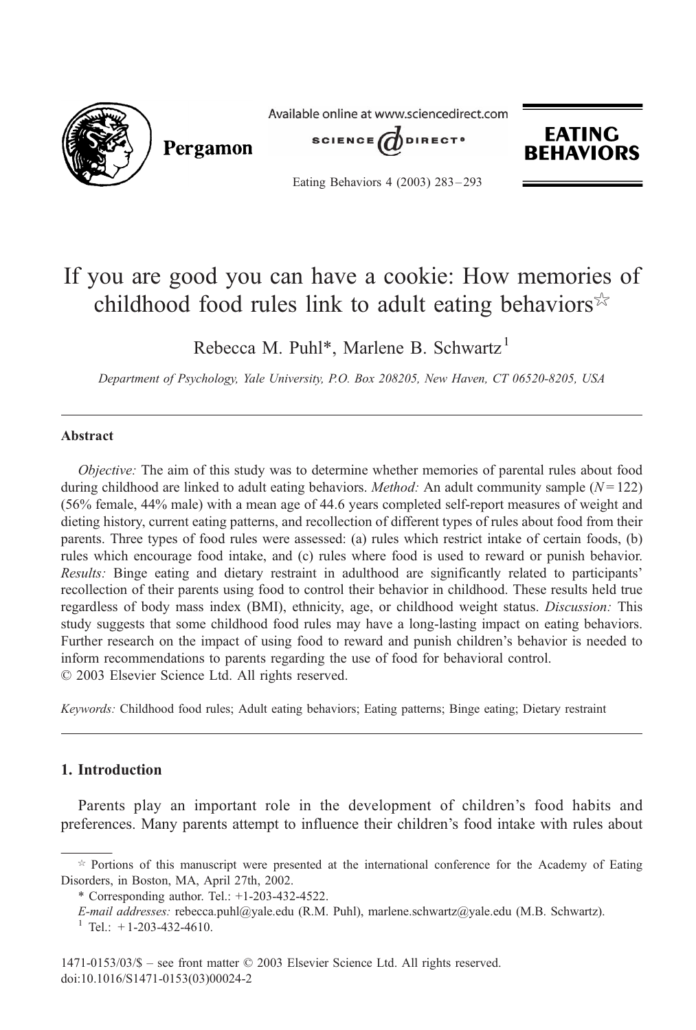# If you are good you can have a cookie: How memories of childhood food rules link to adult eating behaviors☆

Rebecca M. Puhl*, Marlene B. Schwartz[1]

*Department of Psychology, Yale University, P.O. Box 208205, New Haven, CT 06520-8205, USA*

## Abstract

*Objective:* The aim of this study was to determine whether memories of parental rules about food during childhood are linked to adult eating behaviors. *Method:* An adult community sample ($N = 122$) (56% female, 44% male) with a mean age of 44.6 years completed self-report measures of weight and dieting history, current eating patterns, and recollection of different types of rules about food from their parents. Three types of food rules were assessed: (a) rules which restrict intake of certain foods, (b) rules which encourage food intake, and (c) rules where food is used to reward or punish behavior. *Results:* Binge eating and dietary restraint in adulthood are significantly related to participants' recollection of their parents using food to control their behavior in childhood. These results held true regardless of body mass index (BMI), ethnicity, age, or childhood weight status. *Discussion:* This study suggests that some childhood food rules may have a long-lasting impact on eating behaviors. Further research on the impact of using food to reward and punish children's behavior is needed to inform recommendations to parents regarding the use of food for behavioral control.
© 2003 Elsevier Science Ltd. All rights reserved.

*Keywords:* Childhood food rules; Adult eating behaviors; Eating patterns; Binge eating; Dietary restraint

## 1. Introduction

Parents play an important role in the development of children's food habits and preferences. Many parents attempt to influence their children's food intake with rules about

---

☆ Portions of this manuscript were presented at the international conference for the Academy of Eating Disorders, in Boston, MA, April 27th, 2002.

\* Corresponding author. Tel.: +1-203-432-4522.

*E-mail addresses:* rebecca.puhl@yale.edu (R.M. Puhl), marlene.schwartz@yale.edu (M.B. Schwartz).

[1] Tel.: +1-203-432-4610.

1471-0153/03/$ – see front matter © 2003 Elsevier Science Ltd. All rights reserved.
doi:10.1016/S1471-0153(03)00024-2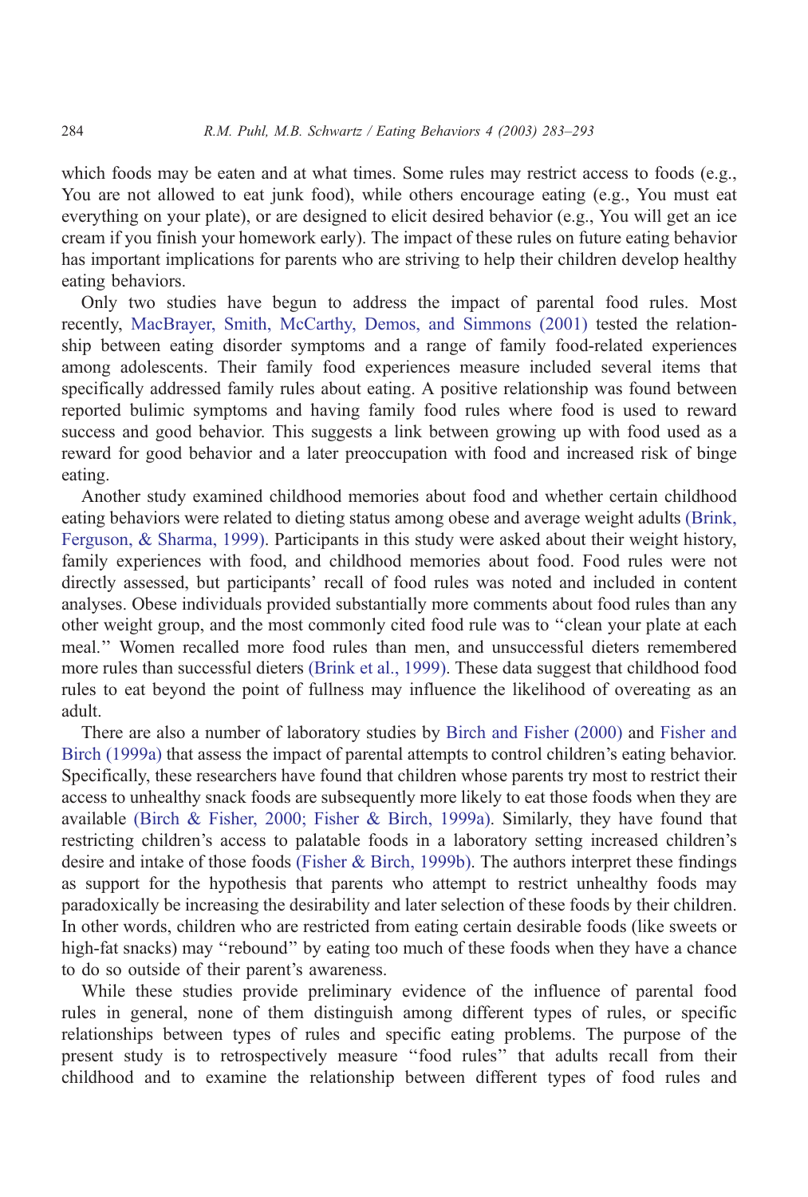which foods may be eaten and at what times. Some rules may restrict access to foods (e.g., You are not allowed to eat junk food), while others encourage eating (e.g., You must eat everything on your plate), or are designed to elicit desired behavior (e.g., You will get an ice cream if you finish your homework early). The impact of these rules on future eating behavior has important implications for parents who are striving to help their children develop healthy eating behaviors.

Only two studies have begun to address the impact of parental food rules. Most recently, MacBrayer, Smith, McCarthy, Demos, and Simmons (2001) tested the relationship between eating disorder symptoms and a range of family food-related experiences among adolescents. Their family food experiences measure included several items that specifically addressed family rules about eating. A positive relationship was found between reported bulimic symptoms and having family food rules where food is used to reward success and good behavior. This suggests a link between growing up with food used as a reward for good behavior and a later preoccupation with food and increased risk of binge eating.

Another study examined childhood memories about food and whether certain childhood eating behaviors were related to dieting status among obese and average weight adults (Brink, Ferguson, & Sharma, 1999). Participants in this study were asked about their weight history, family experiences with food, and childhood memories about food. Food rules were not directly assessed, but participants' recall of food rules was noted and included in content analyses. Obese individuals provided substantially more comments about food rules than any other weight group, and the most commonly cited food rule was to "clean your plate at each meal." Women recalled more food rules than men, and unsuccessful dieters remembered more rules than successful dieters (Brink et al., 1999). These data suggest that childhood food rules to eat beyond the point of fullness may influence the likelihood of overeating as an adult.

There are also a number of laboratory studies by Birch and Fisher (2000) and Fisher and Birch (1999a) that assess the impact of parental attempts to control children's eating behavior. Specifically, these researchers have found that children whose parents try most to restrict their access to unhealthy snack foods are subsequently more likely to eat those foods when they are available (Birch & Fisher, 2000; Fisher & Birch, 1999a). Similarly, they have found that restricting children's access to palatable foods in a laboratory setting increased children's desire and intake of those foods (Fisher & Birch, 1999b). The authors interpret these findings as support for the hypothesis that parents who attempt to restrict unhealthy foods may paradoxically be increasing the desirability and later selection of these foods by their children. In other words, children who are restricted from eating certain desirable foods (like sweets or high-fat snacks) may "rebound" by eating too much of these foods when they have a chance to do so outside of their parent's awareness.

While these studies provide preliminary evidence of the influence of parental food rules in general, none of them distinguish among different types of rules, or specific relationships between types of rules and specific eating problems. The purpose of the present study is to retrospectively measure "food rules" that adults recall from their childhood and to examine the relationship between different types of food rules and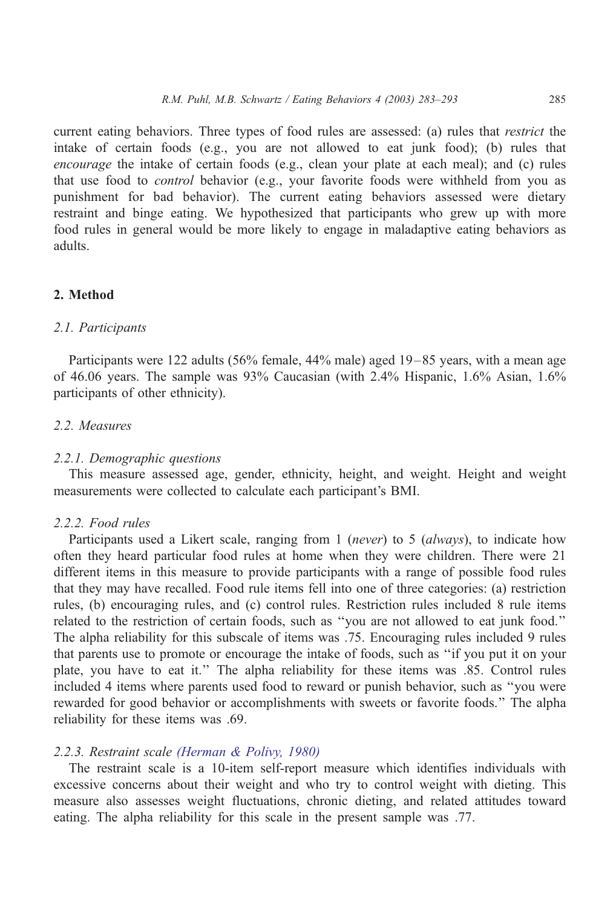current eating behaviors. Three types of food rules are assessed: (a) rules that *restrict* the intake of certain foods (e.g., you are not allowed to eat junk food); (b) rules that *encourage* the intake of certain foods (e.g., clean your plate at each meal); and (c) rules that use food to *control* behavior (e.g., your favorite foods were withheld from you as punishment for bad behavior). The current eating behaviors assessed were dietary restraint and binge eating. We hypothesized that participants who grew up with more food rules in general would be more likely to engage in maladaptive eating behaviors as adults.

## 2. Method

### *2.1. Participants*

Participants were 122 adults (56% female, 44% male) aged 19–85 years, with a mean age of 46.06 years. The sample was 93% Caucasian (with 2.4% Hispanic, 1.6% Asian, 1.6% participants of other ethnicity).

### *2.2. Measures*

#### *2.2.1. Demographic questions*

This measure assessed age, gender, ethnicity, height, and weight. Height and weight measurements were collected to calculate each participant's BMI.

#### *2.2.2. Food rules*

Participants used a Likert scale, ranging from 1 (*never*) to 5 (*always*), to indicate how often they heard particular food rules at home when they were children. There were 21 different items in this measure to provide participants with a range of possible food rules that they may have recalled. Food rule items fell into one of three categories: (a) restriction rules, (b) encouraging rules, and (c) control rules. Restriction rules included 8 rule items related to the restriction of certain foods, such as "you are not allowed to eat junk food." The alpha reliability for this subscale of items was .75. Encouraging rules included 9 rules that parents use to promote or encourage the intake of foods, such as "if you put it on your plate, you have to eat it." The alpha reliability for these items was .85. Control rules included 4 items where parents used food to reward or punish behavior, such as "you were rewarded for good behavior or accomplishments with sweets or favorite foods." The alpha reliability for these items was .69.

#### *2.2.3. Restraint scale (Herman & Polivy, 1980)*

The restraint scale is a 10-item self-report measure which identifies individuals with excessive concerns about their weight and who try to control weight with dieting. This measure also assesses weight fluctuations, chronic dieting, and related attitudes toward eating. The alpha reliability for this scale in the present sample was .77.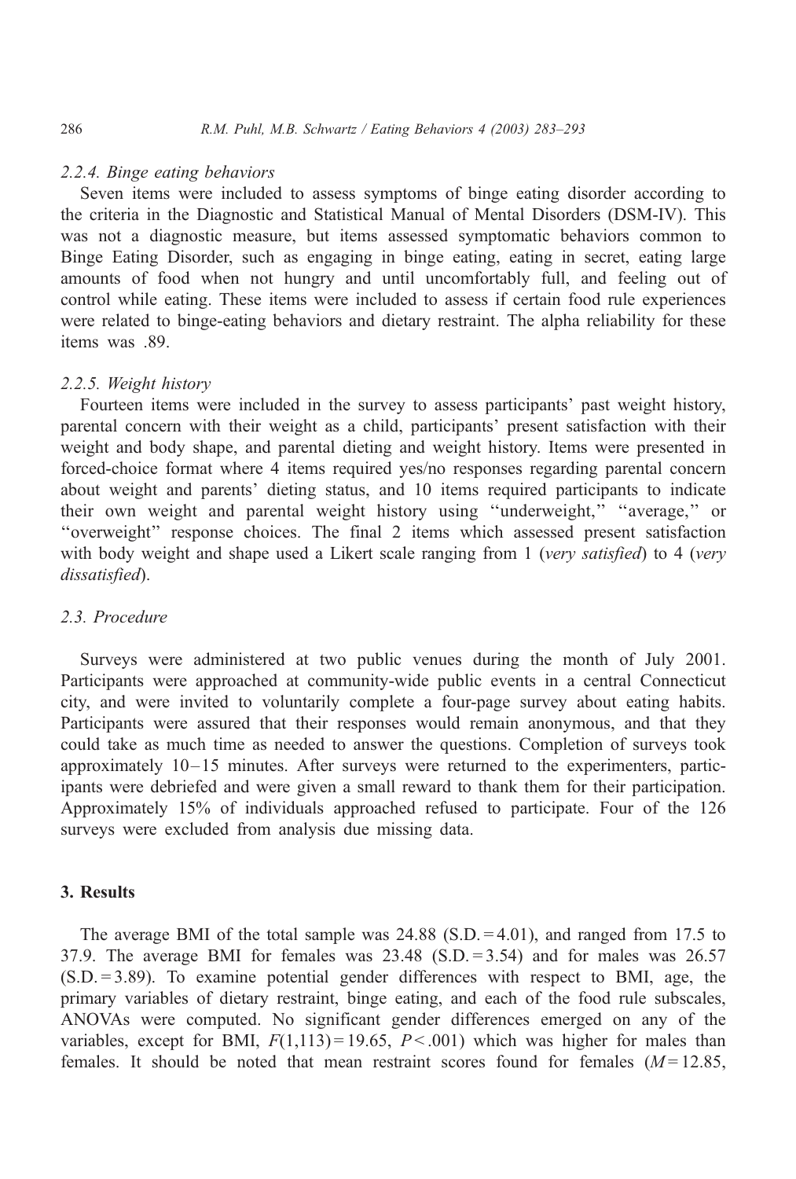#### 2.2.4. Binge eating behaviors

Seven items were included to assess symptoms of binge eating disorder according to the criteria in the Diagnostic and Statistical Manual of Mental Disorders (DSM-IV). This was not a diagnostic measure, but items assessed symptomatic behaviors common to Binge Eating Disorder, such as engaging in binge eating, eating in secret, eating large amounts of food when not hungry and until uncomfortably full, and feeling out of control while eating. These items were included to assess if certain food rule experiences were related to binge-eating behaviors and dietary restraint. The alpha reliability for these items was .89.

#### 2.2.5. Weight history

Fourteen items were included in the survey to assess participants' past weight history, parental concern with their weight as a child, participants' present satisfaction with their weight and body shape, and parental dieting and weight history. Items were presented in forced-choice format where 4 items required yes/no responses regarding parental concern about weight and parents' dieting status, and 10 items required participants to indicate their own weight and parental weight history using "underweight," "average," or "overweight" response choices. The final 2 items which assessed present satisfaction with body weight and shape used a Likert scale ranging from 1 (*very satisfied*) to 4 (*very dissatisfied*).

### 2.3. Procedure

Surveys were administered at two public venues during the month of July 2001. Participants were approached at community-wide public events in a central Connecticut city, and were invited to voluntarily complete a four-page survey about eating habits. Participants were assured that their responses would remain anonymous, and that they could take as much time as needed to answer the questions. Completion of surveys took approximately 10–15 minutes. After surveys were returned to the experimenters, participants were debriefed and were given a small reward to thank them for their participation. Approximately 15% of individuals approached refused to participate. Four of the 126 surveys were excluded from analysis due missing data.

## 3. Results

The average BMI of the total sample was 24.88 (S.D. = 4.01), and ranged from 17.5 to 37.9. The average BMI for females was 23.48 (S.D. = 3.54) and for males was 26.57 (S.D. = 3.89). To examine potential gender differences with respect to BMI, age, the primary variables of dietary restraint, binge eating, and each of the food rule subscales, ANOVAs were computed. No significant gender differences emerged on any of the variables, except for BMI, $F(1,113) = 19.65$, $P < .001$) which was higher for males than females. It should be noted that mean restraint scores found for females ($M = 12.85$,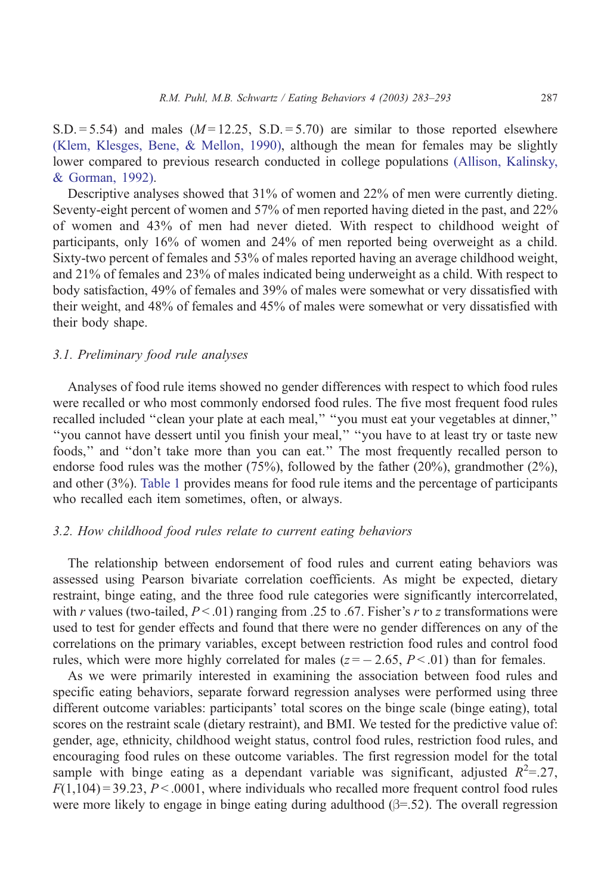S.D. = 5.54) and males ($M$ = 12.25, S.D. = 5.70) are similar to those reported elsewhere (Klem, Klesges, Bene, & Mellon, 1990), although the mean for females may be slightly lower compared to previous research conducted in college populations (Allison, Kalinsky, & Gorman, 1992).

Descriptive analyses showed that 31% of women and 22% of men were currently dieting. Seventy-eight percent of women and 57% of men reported having dieted in the past, and 22% of women and 43% of men had never dieted. With respect to childhood weight of participants, only 16% of women and 24% of men reported being overweight as a child. Sixty-two percent of females and 53% of males reported having an average childhood weight, and 21% of females and 23% of males indicated being underweight as a child. With respect to body satisfaction, 49% of females and 39% of males were somewhat or very dissatisfied with their weight, and 48% of females and 45% of males were somewhat or very dissatisfied with their body shape.

### 3.1. Preliminary food rule analyses

Analyses of food rule items showed no gender differences with respect to which food rules were recalled or who most commonly endorsed food rules. The five most frequent food rules recalled included "clean your plate at each meal," "you must eat your vegetables at dinner," "you cannot have dessert until you finish your meal," "you have to at least try or taste new foods," and "don't take more than you can eat." The most frequently recalled person to endorse food rules was the mother (75%), followed by the father (20%), grandmother (2%), and other (3%). Table 1 provides means for food rule items and the percentage of participants who recalled each item sometimes, often, or always.

### 3.2. How childhood food rules relate to current eating behaviors

The relationship between endorsement of food rules and current eating behaviors was assessed using Pearson bivariate correlation coefficients. As might be expected, dietary restraint, binge eating, and the three food rule categories were significantly intercorrelated, with $r$ values (two-tailed, $P < .01$) ranging from .25 to .67. Fisher's $r$ to $z$ transformations were used to test for gender effects and found that there were no gender differences on any of the correlations on the primary variables, except between restriction food rules and control food rules, which were more highly correlated for males ($z = -2.65$, $P < .01$) than for females.

As we were primarily interested in examining the association between food rules and specific eating behaviors, separate forward regression analyses were performed using three different outcome variables: participants' total scores on the binge scale (binge eating), total scores on the restraint scale (dietary restraint), and BMI. We tested for the predictive value of: gender, age, ethnicity, childhood weight status, control food rules, restriction food rules, and encouraging food rules on these outcome variables. The first regression model for the total sample with binge eating as a dependant variable was significant, adjusted $R^2$=.27, $F(1,104) = 39.23$, $P < .0001$, where individuals who recalled more frequent control food rules were more likely to engage in binge eating during adulthood ($\beta$=.52). The overall regression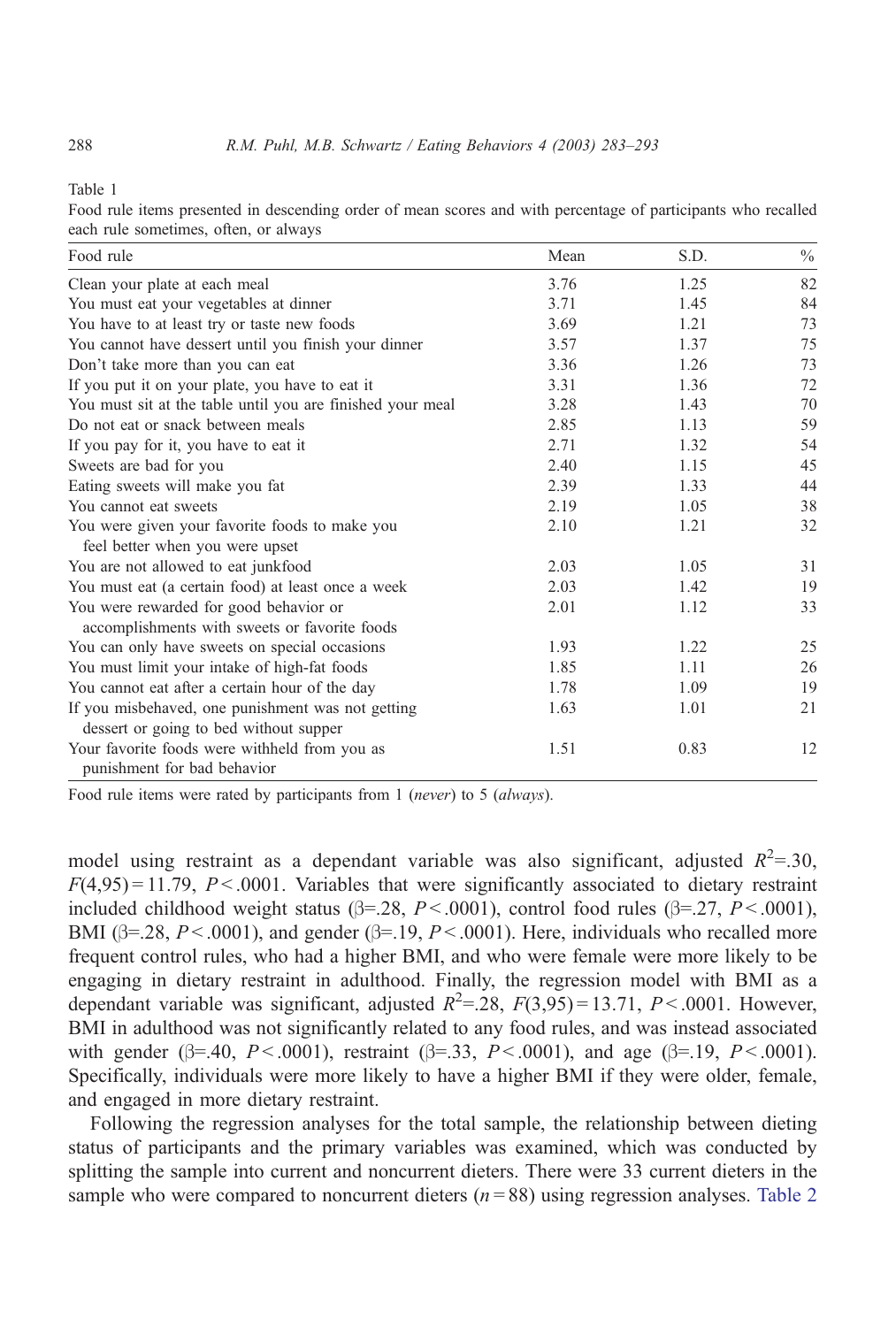Table 1

Food rule items presented in descending order of mean scores and with percentage of participants who recalled each rule sometimes, often, or always

| Food rule | Mean | S.D. | % |
|---|---|---|---|
| Clean your plate at each meal | 3.76 | 1.25 | 82 |
| You must eat your vegetables at dinner | 3.71 | 1.45 | 84 |
| You have to at least try or taste new foods | 3.69 | 1.21 | 73 |
| You cannot have dessert until you finish your dinner | 3.57 | 1.37 | 75 |
| Don't take more than you can eat | 3.36 | 1.26 | 73 |
| If you put it on your plate, you have to eat it | 3.31 | 1.36 | 72 |
| You must sit at the table until you are finished your meal | 3.28 | 1.43 | 70 |
| Do not eat or snack between meals | 2.85 | 1.13 | 59 |
| If you pay for it, you have to eat it | 2.71 | 1.32 | 54 |
| Sweets are bad for you | 2.40 | 1.15 | 45 |
| Eating sweets will make you fat | 2.39 | 1.33 | 44 |
| You cannot eat sweets | 2.19 | 1.05 | 38 |
| You were given your favorite foods to make you feel better when you were upset | 2.10 | 1.21 | 32 |
| You are not allowed to eat junkfood | 2.03 | 1.05 | 31 |
| You must eat (a certain food) at least once a week | 2.03 | 1.42 | 19 |
| You were rewarded for good behavior or accomplishments with sweets or favorite foods | 2.01 | 1.12 | 33 |
| You can only have sweets on special occasions | 1.93 | 1.22 | 25 |
| You must limit your intake of high-fat foods | 1.85 | 1.11 | 26 |
| You cannot eat after a certain hour of the day | 1.78 | 1.09 | 19 |
| If you misbehaved, one punishment was not getting dessert or going to bed without supper | 1.63 | 1.01 | 21 |
| Your favorite foods were withheld from you as punishment for bad behavior | 1.51 | 0.83 | 12 |

Food rule items were rated by participants from 1 (*never*) to 5 (*always*).

model using restraint as a dependant variable was also significant, adjusted $R^2$=.30, $F(4,95) = 11.79$, $P < .0001$. Variables that were significantly associated to dietary restraint included childhood weight status ($\beta$=.28, $P < .0001$), control food rules ($\beta$=.27, $P < .0001$), BMI ($\beta$=.28, $P < .0001$), and gender ($\beta$=.19, $P < .0001$). Here, individuals who recalled more frequent control rules, who had a higher BMI, and who were female were more likely to be engaging in dietary restraint in adulthood. Finally, the regression model with BMI as a dependant variable was significant, adjusted $R^2$=.28, $F(3,95) = 13.71$, $P < .0001$. However, BMI in adulthood was not significantly related to any food rules, and was instead associated with gender ($\beta$=.40, $P < .0001$), restraint ($\beta$=.33, $P < .0001$), and age ($\beta$=.19, $P < .0001$). Specifically, individuals were more likely to have a higher BMI if they were older, female, and engaged in more dietary restraint.

Following the regression analyses for the total sample, the relationship between dieting status of participants and the primary variables was examined, which was conducted by splitting the sample into current and noncurrent dieters. There were 33 current dieters in the sample who were compared to noncurrent dieters ($n = 88$) using regression analyses. Table 2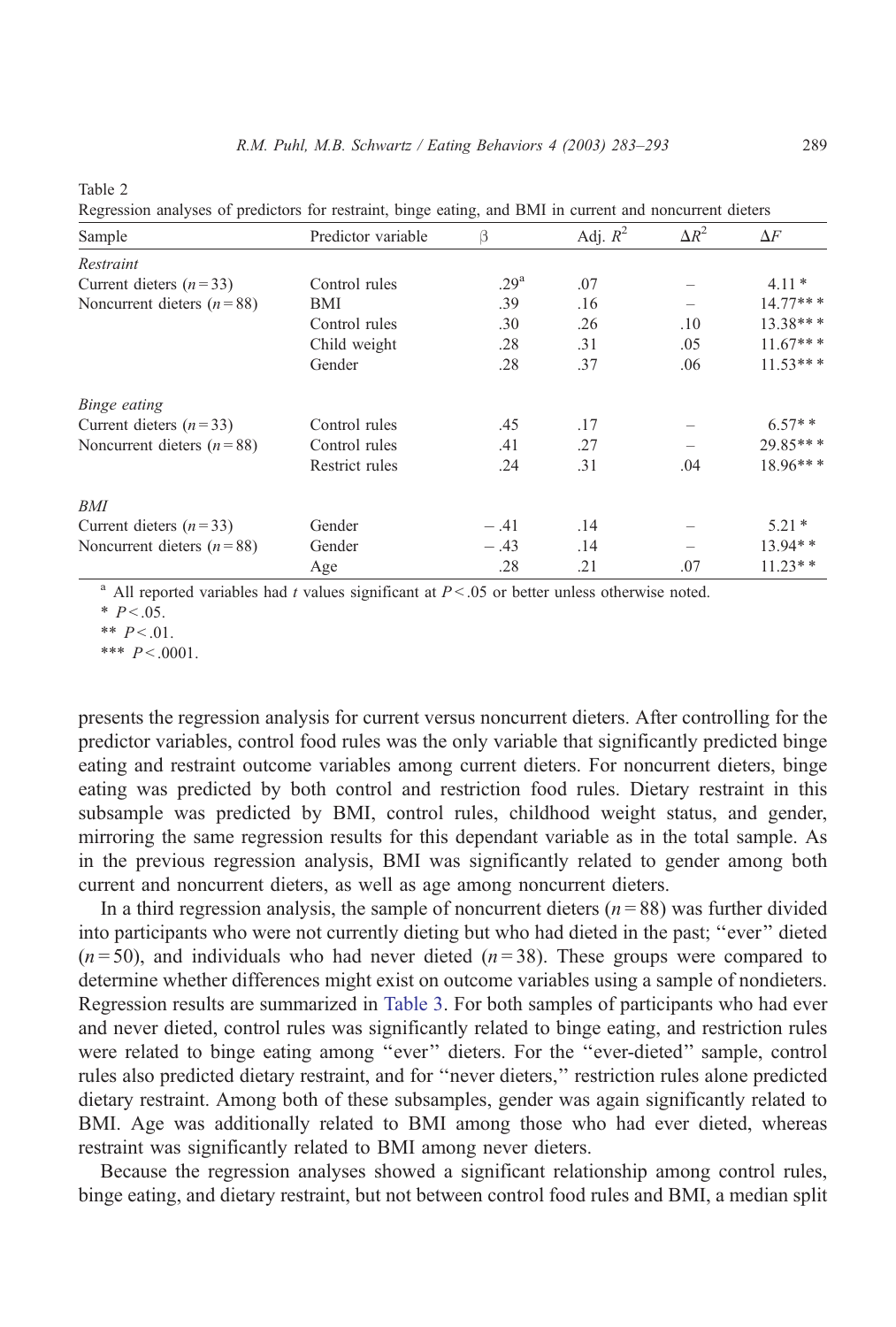Table 2

Regression analyses of predictors for restraint, binge eating, and BMI in current and noncurrent dieters

| Sample | Predictor variable | β | Adj. $R^2$ | $\Delta R^2$ | $\Delta F$ |
|---|---|---|---|---|---|
| *Restraint* | | | | | |
| Current dieters ($n = 33$) | Control rules | .29[a] | .07 | – | 4.11 * |
| Noncurrent dieters ($n = 88$) | BMI | .39 | .16 | – | 14.77*** |
| | Control rules | .30 | .26 | .10 | 13.38*** |
| | Child weight | .28 | .31 | .05 | 11.67*** |
| | Gender | .28 | .37 | .06 | 11.53*** |
| *Binge eating* | | | | | |
| Current dieters ($n = 33$) | Control rules | .45 | .17 | – | 6.57** |
| Noncurrent dieters ($n = 88$) | Control rules | .41 | .27 | – | 29.85*** |
| | Restrict rules | .24 | .31 | .04 | 18.96*** |
| *BMI* | | | | | |
| Current dieters ($n = 33$) | Gender | −.41 | .14 | – | 5.21 * |
| Noncurrent dieters ($n = 88$) | Gender | −.43 | .14 | – | 13.94** |
| | Age | .28 | .21 | .07 | 11.23** |

[a] All reported variables had $t$ values significant at $P < .05$ or better unless otherwise noted.

\* $P < .05$.

\*\* $P < .01$.

\*\*\* $P < .0001$.

presents the regression analysis for current versus noncurrent dieters. After controlling for the predictor variables, control food rules was the only variable that significantly predicted binge eating and restraint outcome variables among current dieters. For noncurrent dieters, binge eating was predicted by both control and restriction food rules. Dietary restraint in this subsample was predicted by BMI, control rules, childhood weight status, and gender, mirroring the same regression results for this dependant variable as in the total sample. As in the previous regression analysis, BMI was significantly related to gender among both current and noncurrent dieters, as well as age among noncurrent dieters.

In a third regression analysis, the sample of noncurrent dieters ($n = 88$) was further divided into participants who were not currently dieting but who had dieted in the past; "ever" dieted ($n = 50$), and individuals who had never dieted ($n = 38$). These groups were compared to determine whether differences might exist on outcome variables using a sample of nondieters. Regression results are summarized in Table 3. For both samples of participants who had ever and never dieted, control rules was significantly related to binge eating, and restriction rules were related to binge eating among "ever" dieters. For the "ever-dieted" sample, control rules also predicted dietary restraint, and for "never dieters," restriction rules alone predicted dietary restraint. Among both of these subsamples, gender was again significantly related to BMI. Age was additionally related to BMI among those who had ever dieted, whereas restraint was significantly related to BMI among never dieters.

Because the regression analyses showed a significant relationship among control rules, binge eating, and dietary restraint, but not between control food rules and BMI, a median split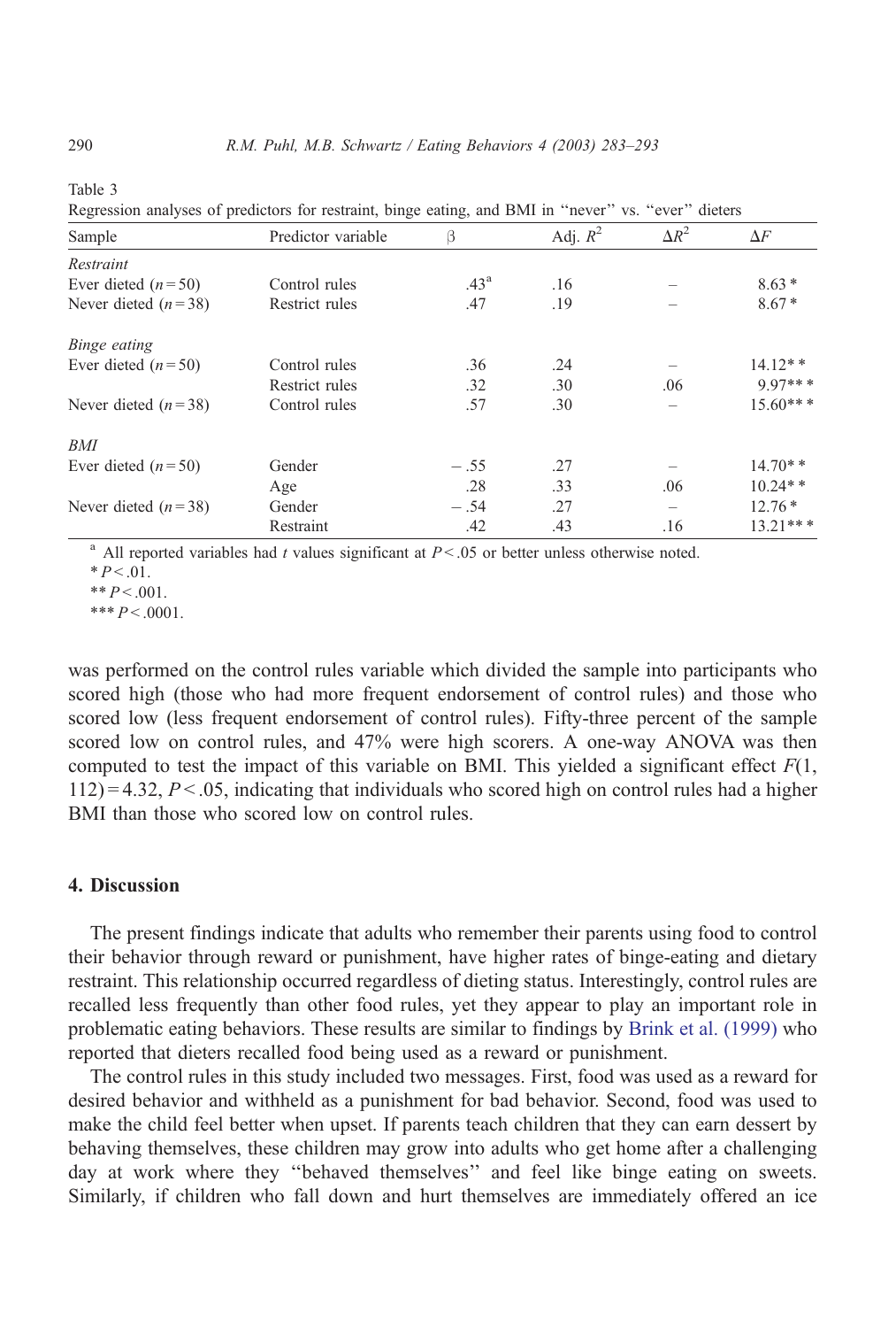Table 3

Regression analyses of predictors for restraint, binge eating, and BMI in "never" vs. "ever" dieters

| Sample | Predictor variable | β | Adj. $R^2$ | $\Delta R^2$ | $\Delta F$ |
|---|---|---|---|---|---|
| *Restraint* | | | | | |
| Ever dieted ($n=50$) | Control rules | .43[a] | .16 | – | 8.63* |
| Never dieted ($n=38$) | Restrict rules | .47 | .19 | – | 8.67* |
| *Binge eating* | | | | | |
| Ever dieted ($n=50$) | Control rules | .36 | .24 | – | 14.12** |
| | Restrict rules | .32 | .30 | .06 | 9.97*** |
| Never dieted ($n=38$) | Control rules | .57 | .30 | – | 15.60*** |
| *BMI* | | | | | |
| Ever dieted ($n=50$) | Gender | −.55 | .27 | – | 14.70** |
| | Age | .28 | .33 | .06 | 10.24** |
| Never dieted ($n=38$) | Gender | −.54 | .27 | – | 12.76* |
| | Restraint | .42 | .43 | .16 | 13.21*** |

[a] All reported variables had $t$ values significant at $P<.05$ or better unless otherwise noted.

* $P<.01$.

** $P<.001$.

*** $P<.0001$.

was performed on the control rules variable which divided the sample into participants who scored high (those who had more frequent endorsement of control rules) and those who scored low (less frequent endorsement of control rules). Fifty-three percent of the sample scored low on control rules, and 47% were high scorers. A one-way ANOVA was then computed to test the impact of this variable on BMI. This yielded a significant effect $F(1, 112)=4.32$, $P<.05$, indicating that individuals who scored high on control rules had a higher BMI than those who scored low on control rules.

## 4. Discussion

The present findings indicate that adults who remember their parents using food to control their behavior through reward or punishment, have higher rates of binge-eating and dietary restraint. This relationship occurred regardless of dieting status. Interestingly, control rules are recalled less frequently than other food rules, yet they appear to play an important role in problematic eating behaviors. These results are similar to findings by Brink et al. (1999) who reported that dieters recalled food being used as a reward or punishment.

The control rules in this study included two messages. First, food was used as a reward for desired behavior and withheld as a punishment for bad behavior. Second, food was used to make the child feel better when upset. If parents teach children that they can earn dessert by behaving themselves, these children may grow into adults who get home after a challenging day at work where they "behaved themselves" and feel like binge eating on sweets. Similarly, if children who fall down and hurt themselves are immediately offered an ice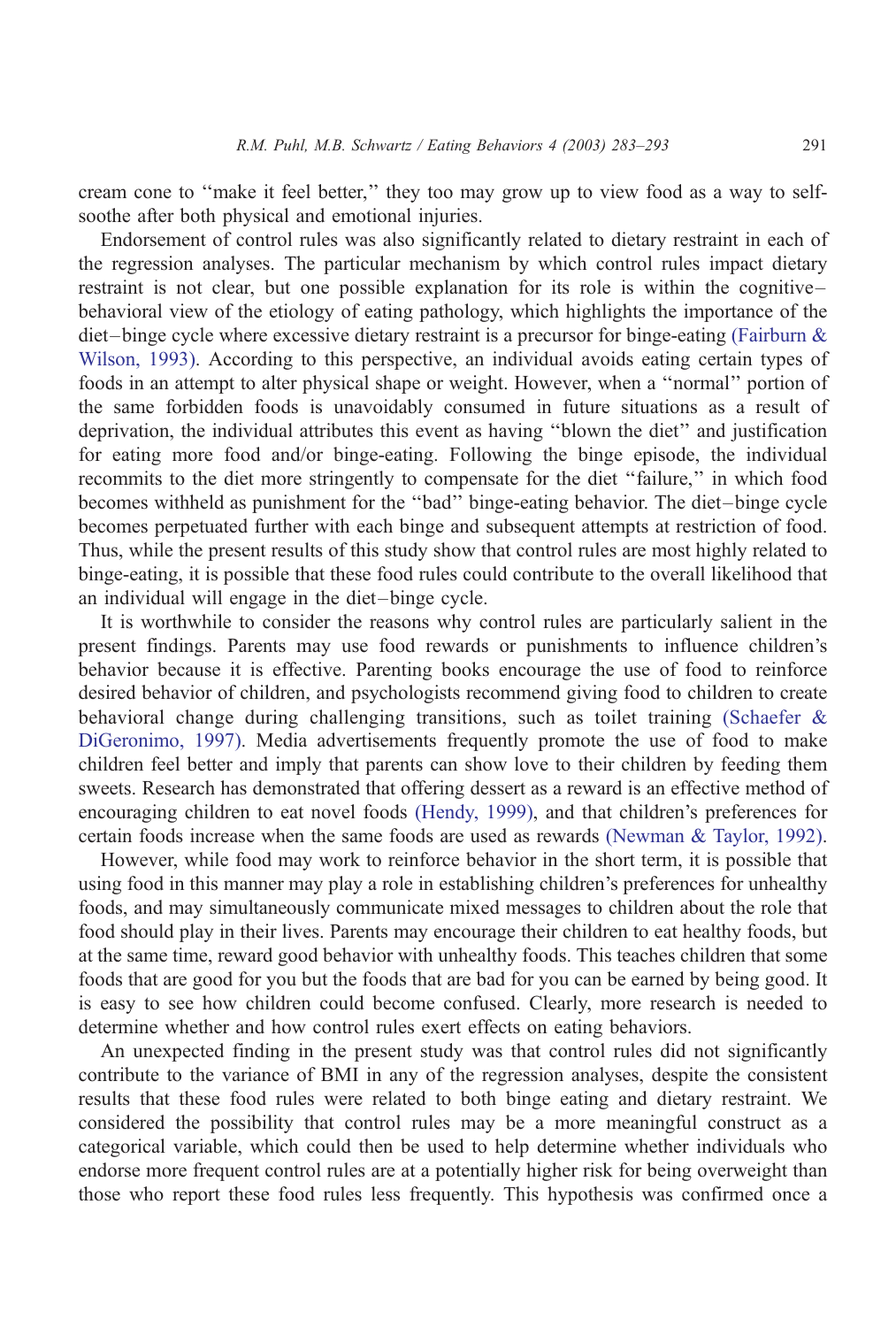cream cone to ''make it feel better,'' they too may grow up to view food as a way to self-soothe after both physical and emotional injuries.

Endorsement of control rules was also significantly related to dietary restraint in each of the regression analyses. The particular mechanism by which control rules impact dietary restraint is not clear, but one possible explanation for its role is within the cognitive–behavioral view of the etiology of eating pathology, which highlights the importance of the diet–binge cycle where excessive dietary restraint is a precursor for binge-eating (Fairburn & Wilson, 1993). According to this perspective, an individual avoids eating certain types of foods in an attempt to alter physical shape or weight. However, when a ''normal'' portion of the same forbidden foods is unavoidably consumed in future situations as a result of deprivation, the individual attributes this event as having ''blown the diet'' and justification for eating more food and/or binge-eating. Following the binge episode, the individual recommits to the diet more stringently to compensate for the diet ''failure,'' in which food becomes withheld as punishment for the ''bad'' binge-eating behavior. The diet–binge cycle becomes perpetuated further with each binge and subsequent attempts at restriction of food. Thus, while the present results of this study show that control rules are most highly related to binge-eating, it is possible that these food rules could contribute to the overall likelihood that an individual will engage in the diet–binge cycle.

It is worthwhile to consider the reasons why control rules are particularly salient in the present findings. Parents may use food rewards or punishments to influence children's behavior because it is effective. Parenting books encourage the use of food to reinforce desired behavior of children, and psychologists recommend giving food to children to create behavioral change during challenging transitions, such as toilet training (Schaefer & DiGeronimo, 1997). Media advertisements frequently promote the use of food to make children feel better and imply that parents can show love to their children by feeding them sweets. Research has demonstrated that offering dessert as a reward is an effective method of encouraging children to eat novel foods (Hendy, 1999), and that children's preferences for certain foods increase when the same foods are used as rewards (Newman & Taylor, 1992).

However, while food may work to reinforce behavior in the short term, it is possible that using food in this manner may play a role in establishing children's preferences for unhealthy foods, and may simultaneously communicate mixed messages to children about the role that food should play in their lives. Parents may encourage their children to eat healthy foods, but at the same time, reward good behavior with unhealthy foods. This teaches children that some foods that are good for you but the foods that are bad for you can be earned by being good. It is easy to see how children could become confused. Clearly, more research is needed to determine whether and how control rules exert effects on eating behaviors.

An unexpected finding in the present study was that control rules did not significantly contribute to the variance of BMI in any of the regression analyses, despite the consistent results that these food rules were related to both binge eating and dietary restraint. We considered the possibility that control rules may be a more meaningful construct as a categorical variable, which could then be used to help determine whether individuals who endorse more frequent control rules are at a potentially higher risk for being overweight than those who report these food rules less frequently. This hypothesis was confirmed once a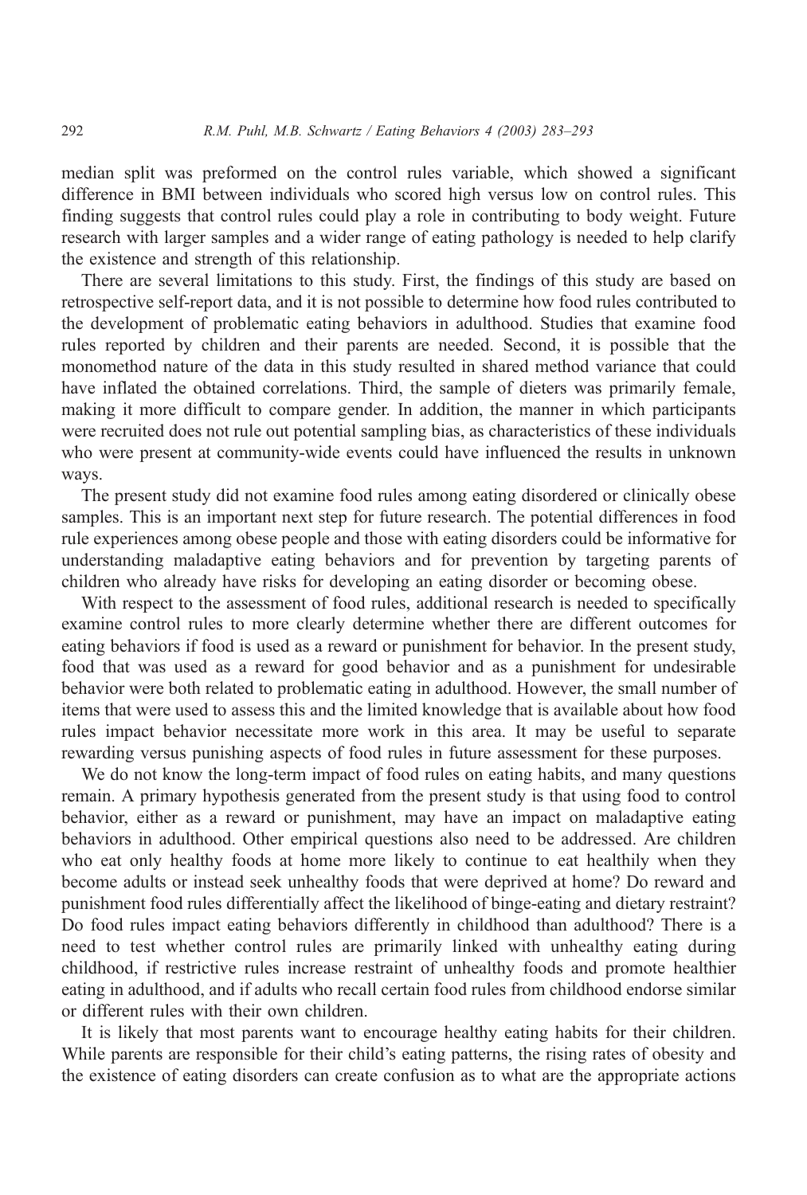median split was preformed on the control rules variable, which showed a significant difference in BMI between individuals who scored high versus low on control rules. This finding suggests that control rules could play a role in contributing to body weight. Future research with larger samples and a wider range of eating pathology is needed to help clarify the existence and strength of this relationship.

There are several limitations to this study. First, the findings of this study are based on retrospective self-report data, and it is not possible to determine how food rules contributed to the development of problematic eating behaviors in adulthood. Studies that examine food rules reported by children and their parents are needed. Second, it is possible that the monomethod nature of the data in this study resulted in shared method variance that could have inflated the obtained correlations. Third, the sample of dieters was primarily female, making it more difficult to compare gender. In addition, the manner in which participants were recruited does not rule out potential sampling bias, as characteristics of these individuals who were present at community-wide events could have influenced the results in unknown ways.

The present study did not examine food rules among eating disordered or clinically obese samples. This is an important next step for future research. The potential differences in food rule experiences among obese people and those with eating disorders could be informative for understanding maladaptive eating behaviors and for prevention by targeting parents of children who already have risks for developing an eating disorder or becoming obese.

With respect to the assessment of food rules, additional research is needed to specifically examine control rules to more clearly determine whether there are different outcomes for eating behaviors if food is used as a reward or punishment for behavior. In the present study, food that was used as a reward for good behavior and as a punishment for undesirable behavior were both related to problematic eating in adulthood. However, the small number of items that were used to assess this and the limited knowledge that is available about how food rules impact behavior necessitate more work in this area. It may be useful to separate rewarding versus punishing aspects of food rules in future assessment for these purposes.

We do not know the long-term impact of food rules on eating habits, and many questions remain. A primary hypothesis generated from the present study is that using food to control behavior, either as a reward or punishment, may have an impact on maladaptive eating behaviors in adulthood. Other empirical questions also need to be addressed. Are children who eat only healthy foods at home more likely to continue to eat healthily when they become adults or instead seek unhealthy foods that were deprived at home? Do reward and punishment food rules differentially affect the likelihood of binge-eating and dietary restraint? Do food rules impact eating behaviors differently in childhood than adulthood? There is a need to test whether control rules are primarily linked with unhealthy eating during childhood, if restrictive rules increase restraint of unhealthy foods and promote healthier eating in adulthood, and if adults who recall certain food rules from childhood endorse similar or different rules with their own children.

It is likely that most parents want to encourage healthy eating habits for their children. While parents are responsible for their child's eating patterns, the rising rates of obesity and the existence of eating disorders can create confusion as to what are the appropriate actions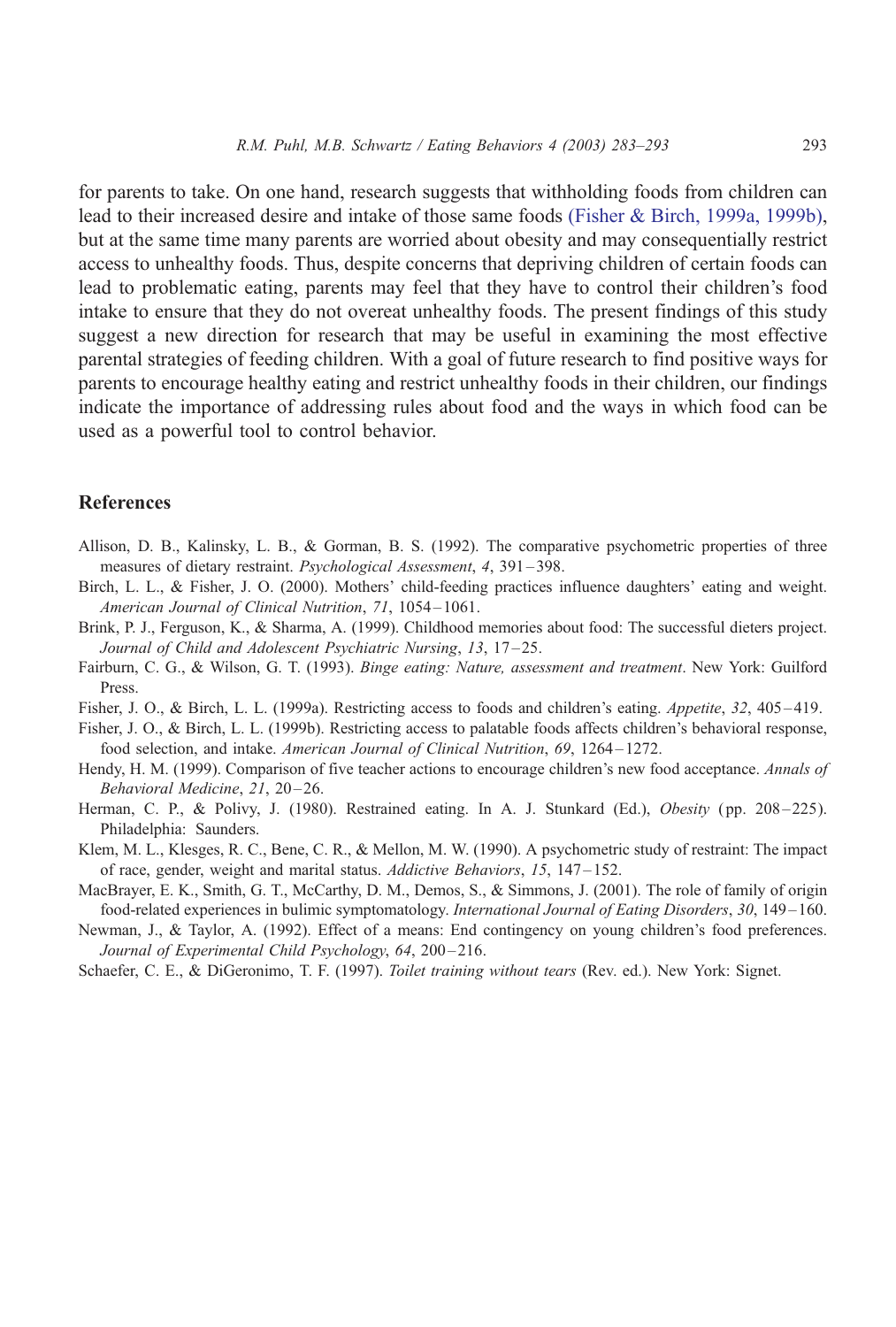for parents to take. On one hand, research suggests that withholding foods from children can lead to their increased desire and intake of those same foods (Fisher & Birch, 1999a, 1999b), but at the same time many parents are worried about obesity and may consequentially restrict access to unhealthy foods. Thus, despite concerns that depriving children of certain foods can lead to problematic eating, parents may feel that they have to control their children's food intake to ensure that they do not overeat unhealthy foods. The present findings of this study suggest a new direction for research that may be useful in examining the most effective parental strategies of feeding children. With a goal of future research to find positive ways for parents to encourage healthy eating and restrict unhealthy foods in their children, our findings indicate the importance of addressing rules about food and the ways in which food can be used as a powerful tool to control behavior.

## References

Allison, D. B., Kalinsky, L. B., & Gorman, B. S. (1992). The comparative psychometric properties of three measures of dietary restraint. *Psychological Assessment*, *4*, 391–398.

Birch, L. L., & Fisher, J. O. (2000). Mothers' child-feeding practices influence daughters' eating and weight. *American Journal of Clinical Nutrition*, *71*, 1054–1061.

Brink, P. J., Ferguson, K., & Sharma, A. (1999). Childhood memories about food: The successful dieters project. *Journal of Child and Adolescent Psychiatric Nursing*, *13*, 17–25.

Fairburn, C. G., & Wilson, G. T. (1993). *Binge eating: Nature, assessment and treatment*. New York: Guilford Press.

Fisher, J. O., & Birch, L. L. (1999a). Restricting access to foods and children's eating. *Appetite*, *32*, 405–419.

Fisher, J. O., & Birch, L. L. (1999b). Restricting access to palatable foods affects children's behavioral response, food selection, and intake. *American Journal of Clinical Nutrition*, *69*, 1264–1272.

Hendy, H. M. (1999). Comparison of five teacher actions to encourage children's new food acceptance. *Annals of Behavioral Medicine*, *21*, 20–26.

Herman, C. P., & Polivy, J. (1980). Restrained eating. In A. J. Stunkard (Ed.), *Obesity* (pp. 208–225). Philadelphia: Saunders.

Klem, M. L., Klesges, R. C., Bene, C. R., & Mellon, M. W. (1990). A psychometric study of restraint: The impact of race, gender, weight and marital status. *Addictive Behaviors*, *15*, 147–152.

MacBrayer, E. K., Smith, G. T., McCarthy, D. M., Demos, S., & Simmons, J. (2001). The role of family of origin food-related experiences in bulimic symptomatology. *International Journal of Eating Disorders*, *30*, 149–160.

Newman, J., & Taylor, A. (1992). Effect of a means: End contingency on young children's food preferences. *Journal of Experimental Child Psychology*, *64*, 200–216.

Schaefer, C. E., & DiGeronimo, T. F. (1997). *Toilet training without tears* (Rev. ed.). New York: Signet.